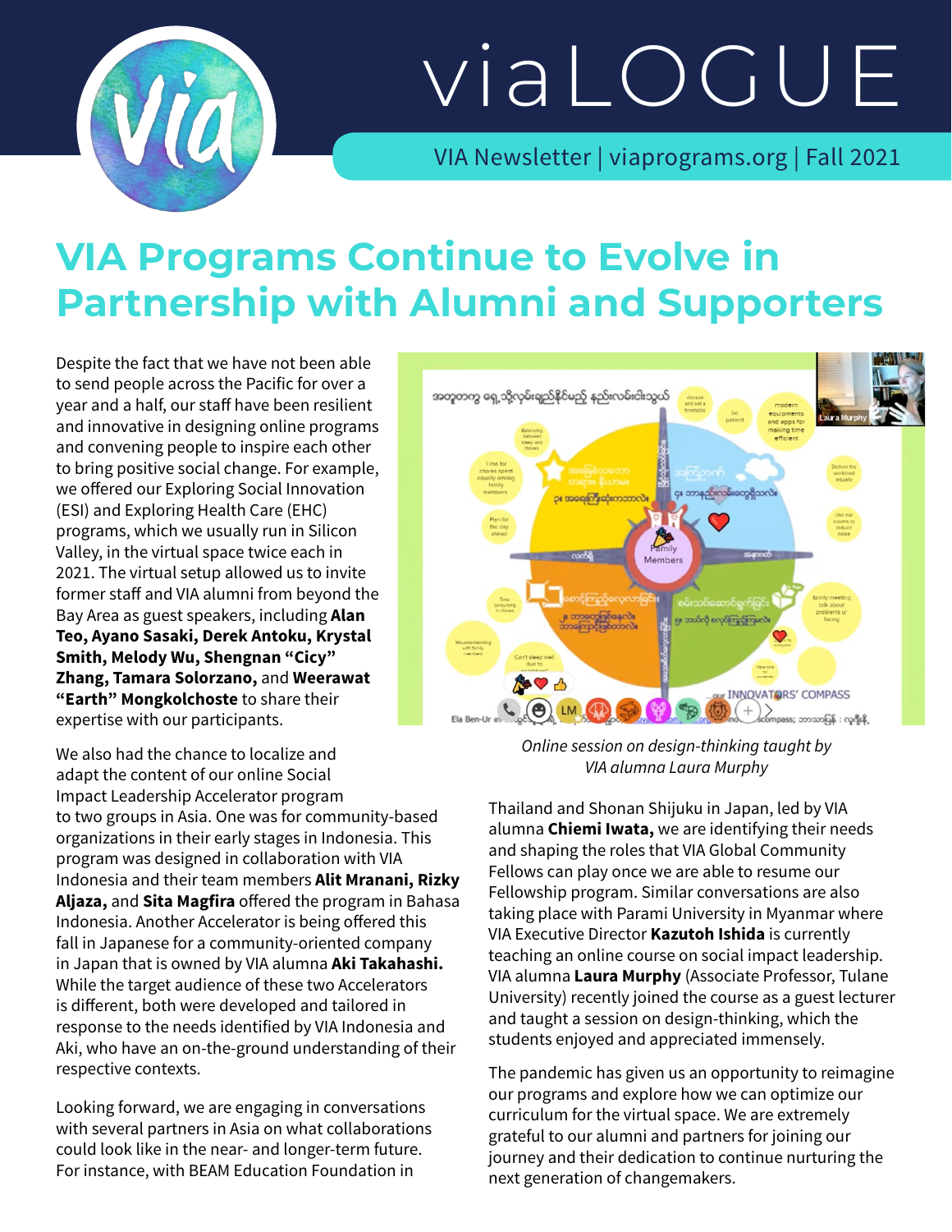# viaLOGUE

VIA Newsletter | viaprograms.org | Fall 2021

## VIA Programs Continue to Evolve in Partnership with Alumni and Supporters

Despite the fact that we have not been able to send people across the Pacific for over a year and a half, our staff have been resilient and innovative in designing online programs and convening people to inspire each other to bring positive social change. For example, we offered our Exploring Social Innovation (ESI) and Exploring Health Care (EHC) programs, which we usually run in Silicon Valley, in the virtual space twice each in 2021. The virtual setup allowed us to invite former staff and VIA alumni from beyond the Bay Area as guest speakers, including **Alan Teo, Ayano Sasaki, Derek Antoku, Krystal Smith, Melody Wu, Shengnan "Cicy" Zhang, Tamara Solorzano,** and **Weerawat "Earth" Mongkolchoste** to share their expertise with our participants.

We also had the chance to localize and adapt the content of our online Social Impact Leadership Accelerator program to two groups in Asia. One was for community-based organizations in their early stages in Indonesia. This program was designed in collaboration with VIA Indonesia and their team members **Alit Mranani, Rizky Aljaza,** and **Sita Magfira** offered the program in Bahasa Indonesia. Another Accelerator is being offered this fall in Japanese for a community-oriented company in Japan that is owned by VIA alumna **Aki Takahashi.** While the target audience of these two Accelerators is different, both were developed and tailored in response to the needs identified by VIA Indonesia and Aki, who have an on-the-ground understanding of their respective contexts.

Looking forward, we are engaging in conversations with several partners in Asia on what collaborations could look like in the near- and longer-term future. For instance, with BEAM Education Foundation in Thailand and Shonan Shijuku in Japan, led by VIA alumna **Chiemi Iwata,** we are identifying their needs and shaping the roles that VIA Global Community Fellows can play once we are able to resume our Fellowship program. Similar conversations are also taking place with Parami University in Myanmar where VIA Executive Director **Kazutoh Ishida** is currently teaching an online course on social impact leadership. VIA alumna **Laura Murphy** (Associate Professor, Tulane University) recently joined the course as a guest lecturer and taught a session on design-thinking, which the students enjoyed and appreciated immensely.

*Online session on design-thinking taught by VIA alumna Laura Murphy*

The pandemic has given us an opportunity to reimagine our programs and explore how we can optimize our curriculum for the virtual space. We are extremely grateful to our alumni and partners for joining our journey and their dedication to continue nurturing the next generation of changemakers.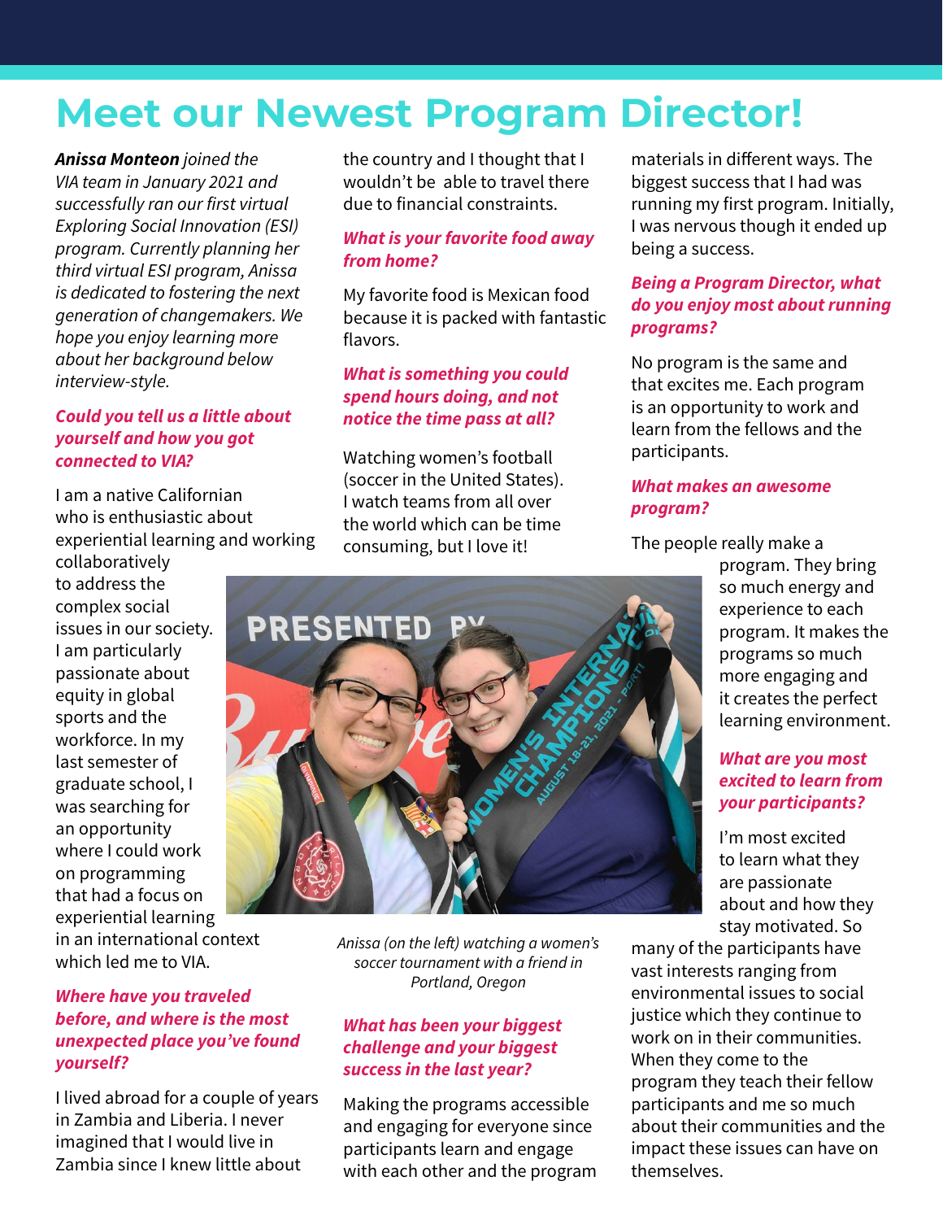# Meet our Newest Program Director!

***Anissa Monteon*** *joined the VIA team in January 2021 and successfully ran our first virtual Exploring Social Innovation (ESI) program. Currently planning her third virtual ESI program, Anissa is dedicated to fostering the next generation of changemakers. We hope you enjoy learning more about her background below interview-style.*

### *Could you tell us a little about yourself and how you got connected to VIA?*

I am a native Californian who is enthusiastic about experiential learning and working collaboratively to address the complex social issues in our society. I am particularly passionate about equity in global sports and the workforce. In my last semester of graduate school, I was searching for an opportunity where I could work on programming that had a focus on experiential learning in an international context which led me to VIA.

### *Where have you traveled before, and where is the most unexpected place you've found yourself?*

I lived abroad for a couple of years in Zambia and Liberia. I never imagined that I would live in Zambia since I knew little about the country and I thought that I wouldn't be able to travel there due to financial constraints.

### *What is your favorite food away from home?*

My favorite food is Mexican food because it is packed with fantastic flavors.

### *What is something you could spend hours doing, and not notice the time pass at all?*

Watching women's football (soccer in the United States). I watch teams from all over the world which can be time consuming, but I love it!

*Anissa (on the left) watching a women's soccer tournament with a friend in Portland, Oregon*

### *What has been your biggest challenge and your biggest success in the last year?*

Making the programs accessible and engaging for everyone since participants learn and engage with each other and the program materials in different ways. The biggest success that I had was running my first program. Initially, I was nervous though it ended up being a success.

### *Being a Program Director, what do you enjoy most about running programs?*

No program is the same and that excites me. Each program is an opportunity to work and learn from the fellows and the participants.

### *What makes an awesome program?*

The people really make a program. They bring so much energy and experience to each program. It makes the programs so much more engaging and it creates the perfect learning environment.

### *What are you most excited to learn from your participants?*

I'm most excited to learn what they are passionate about and how they stay motivated. So many of the participants have vast interests ranging from environmental issues to social justice which they continue to work on in their communities. When they come to the program they teach their fellow participants and me so much about their communities and the impact these issues can have on themselves.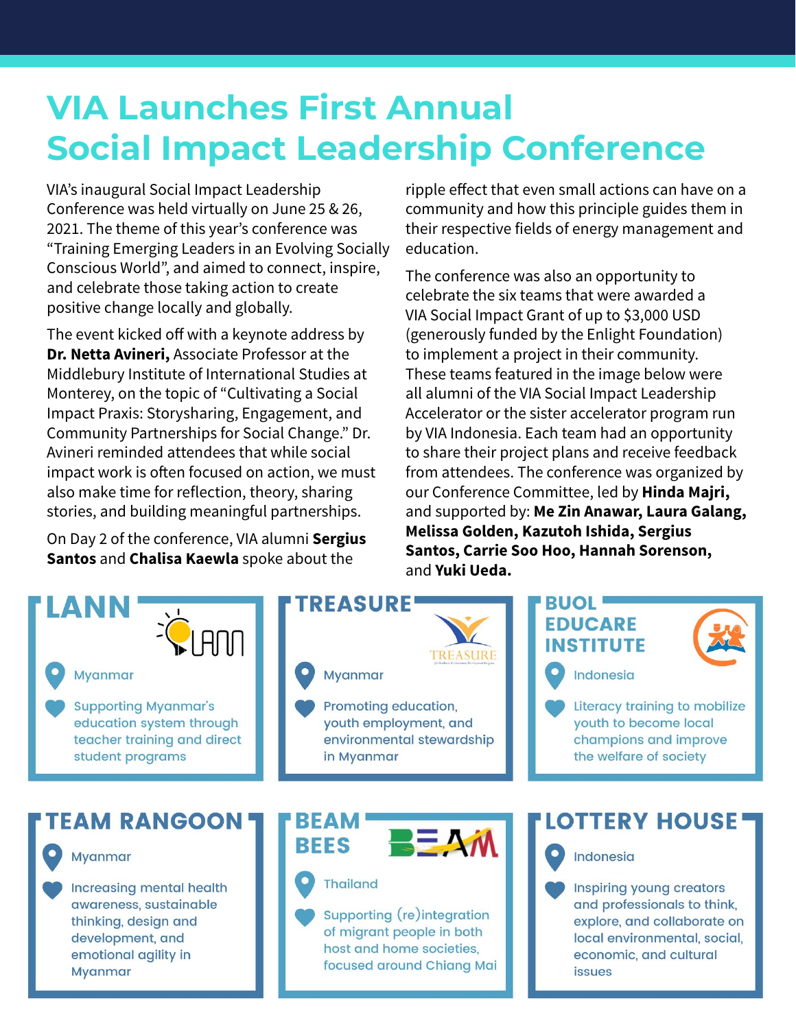# VIA Launches First Annual Social Impact Leadership Conference

VIA's inaugural Social Impact Leadership Conference was held virtually on June 25 & 26, 2021. The theme of this year's conference was "Training Emerging Leaders in an Evolving Socially Conscious World", and aimed to connect, inspire, and celebrate those taking action to create positive change locally and globally.

The event kicked off with a keynote address by **Dr. Netta Avineri,** Associate Professor at the Middlebury Institute of International Studies at Monterey, on the topic of "Cultivating a Social Impact Praxis: Storysharing, Engagement, and Community Partnerships for Social Change." Dr. Avineri reminded attendees that while social impact work is often focused on action, we must also make time for reflection, theory, sharing stories, and building meaningful partnerships.

On Day 2 of the conference, VIA alumni **Sergius Santos** and **Chalisa Kaewla** spoke about the ripple effect that even small actions can have on a community and how this principle guides them in their respective fields of energy management and education.

The conference was also an opportunity to celebrate the six teams that were awarded a VIA Social Impact Grant of up to $3,000 USD (generously funded by the Enlight Foundation) to implement a project in their community. These teams featured in the image below were all alumni of the VIA Social Impact Leadership Accelerator or the sister accelerator program run by VIA Indonesia. Each team had an opportunity to share their project plans and receive feedback from attendees. The conference was organized by our Conference Committee, led by **Hinda Majri,** and supported by: **Me Zin Anawar, Laura Galang, Melissa Golden, Kazutoh Ishida, Sergius Santos, Carrie Soo Hoo, Hannah Sorenson,** and **Yuki Ueda.**

### LANN

Myanmar

Supporting Myanmar's education system through teacher training and direct student programs

### TREASURE

Myanmar

Promoting education, youth employment, and environmental stewardship in Myanmar

### BUOL EDUCARE INSTITUTE

Indonesia

Literacy training to mobilize youth to become local champions and improve the welfare of society

### TEAM RANGOON

Myanmar

Increasing mental health awareness, sustainable thinking, design and development, and emotional agility in Myanmar

### BEAM BEES

Thailand

Supporting (re)integration of migrant people in both host and home societies, focused around Chiang Mai

### LOTTERY HOUSE

Indonesia

Inspiring young creators and professionals to think, explore, and collaborate on local environmental, social, economic, and cultural issues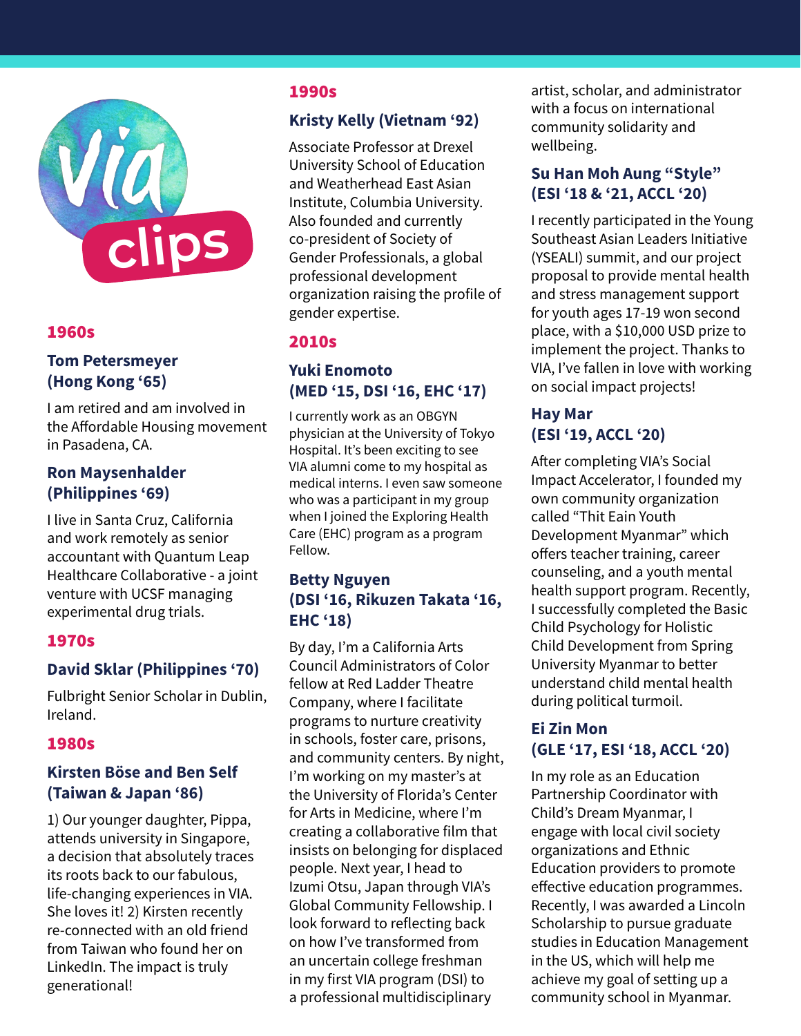# via clips

## 1960s

### Tom Petersmeyer (Hong Kong '65)

I am retired and am involved in the Affordable Housing movement in Pasadena, CA.

### Ron Maysenhalder (Philippines '69)

I live in Santa Cruz, California and work remotely as senior accountant with Quantum Leap Healthcare Collaborative - a joint venture with UCSF managing experimental drug trials.

## 1970s

### David Sklar (Philippines '70)

Fulbright Senior Scholar in Dublin, Ireland.

## 1980s

### Kirsten Böse and Ben Self (Taiwan & Japan '86)

1) Our younger daughter, Pippa, attends university in Singapore, a decision that absolutely traces its roots back to our fabulous, life-changing experiences in VIA. She loves it! 2) Kirsten recently re-connected with an old friend from Taiwan who found her on LinkedIn. The impact is truly generational!

## 1990s

### Kristy Kelly (Vietnam '92)

Associate Professor at Drexel University School of Education and Weatherhead East Asian Institute, Columbia University. Also founded and currently co-president of Society of Gender Professionals, a global professional development organization raising the profile of gender expertise.

## 2010s

### Yuki Enomoto (MED '15, DSI '16, EHC '17)

I currently work as an OBGYN physician at the University of Tokyo Hospital. It's been exciting to see VIA alumni come to my hospital as medical interns. I even saw someone who was a participant in my group when I joined the Exploring Health Care (EHC) program as a program Fellow.

### Betty Nguyen (DSI '16, Rikuzen Takata '16, EHC '18)

By day, I'm a California Arts Council Administrators of Color fellow at Red Ladder Theatre Company, where I facilitate programs to nurture creativity in schools, foster care, prisons, and community centers. By night, I'm working on my master's at the University of Florida's Center for Arts in Medicine, where I'm creating a collaborative film that insists on belonging for displaced people. Next year, I head to Izumi Otsu, Japan through VIA's Global Community Fellowship. I look forward to reflecting back on how I've transformed from an uncertain college freshman in my first VIA program (DSI) to a professional multidisciplinary artist, scholar, and administrator with a focus on international community solidarity and wellbeing.

### Su Han Moh Aung "Style" (ESI '18 & '21, ACCL '20)

I recently participated in the Young Southeast Asian Leaders Initiative (YSEALI) summit, and our project proposal to provide mental health and stress management support for youth ages 17-19 won second place, with a $10,000 USD prize to implement the project. Thanks to VIA, I've fallen in love with working on social impact projects!

### Hay Mar (ESI '19, ACCL '20)

After completing VIA's Social Impact Accelerator, I founded my own community organization called "Thit Eain Youth Development Myanmar" which offers teacher training, career counseling, and a youth mental health support program. Recently, I successfully completed the Basic Child Psychology for Holistic Child Development from Spring University Myanmar to better understand child mental health during political turmoil.

### Ei Zin Mon (GLE '17, ESI '18, ACCL '20)

In my role as an Education Partnership Coordinator with Child's Dream Myanmar, I engage with local civil society organizations and Ethnic Education providers to promote effective education programmes. Recently, I was awarded a Lincoln Scholarship to pursue graduate studies in Education Management in the US, which will help me achieve my goal of setting up a community school in Myanmar.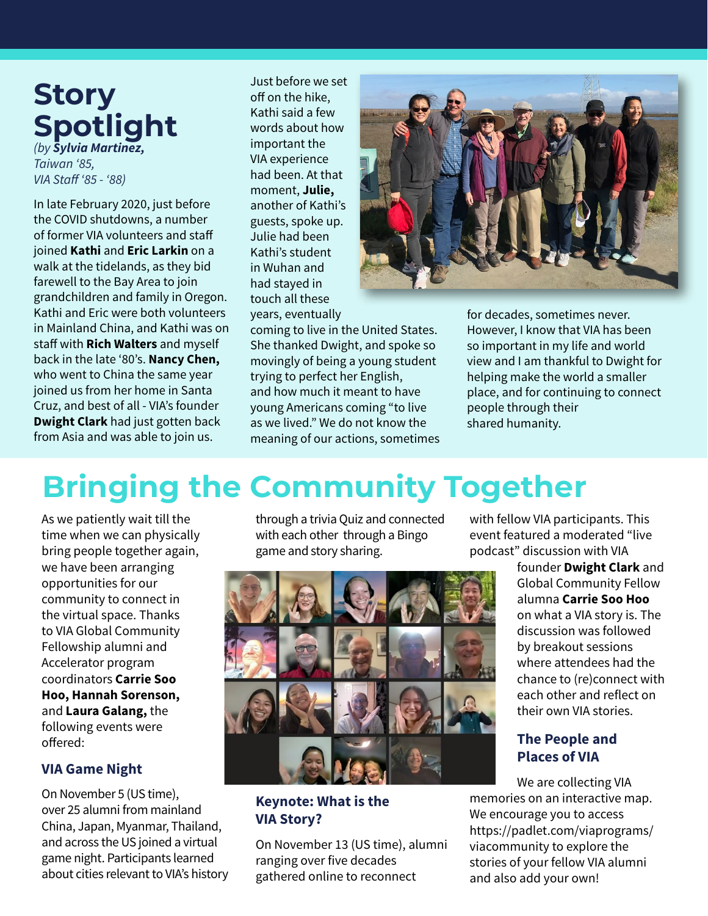# Story Spotlight

*(by **Sylvia Martinez,** Taiwan '85, VIA Staff '85 - '88)*

In late February 2020, just before the COVID shutdowns, a number of former VIA volunteers and staff joined **Kathi** and **Eric Larkin** on a walk at the tidelands, as they bid farewell to the Bay Area to join grandchildren and family in Oregon. Kathi and Eric were both volunteers in Mainland China, and Kathi was on staff with **Rich Walters** and myself back in the late '80's. **Nancy Chen,** who went to China the same year joined us from her home in Santa Cruz, and best of all - VIA's founder **Dwight Clark** had just gotten back from Asia and was able to join us.

Just before we set off on the hike, Kathi said a few words about how important the VIA experience had been. At that moment, **Julie,** another of Kathi's guests, spoke up. Julie had been Kathi's student in Wuhan and had stayed in touch all these years, eventually coming to live in the United States. She thanked Dwight, and spoke so movingly of being a young student trying to perfect her English, and how much it meant to have young Americans coming "to live as we lived." We do not know the meaning of our actions, sometimes for decades, sometimes never. However, I know that VIA has been so important in my life and world view and I am thankful to Dwight for helping make the world a smaller place, and for continuing to connect people through their shared humanity.

# Bringing the Community Together

As we patiently wait till the time when we can physically bring people together again, we have been arranging opportunities for our community to connect in the virtual space. Thanks to VIA Global Community Fellowship alumni and Accelerator program coordinators **Carrie Soo Hoo, Hannah Sorenson,** and **Laura Galang,** the following events were offered:

### VIA Game Night

On November 5 (US time), over 25 alumni from mainland China, Japan, Myanmar, Thailand, and across the US joined a virtual game night. Participants learned about cities relevant to VIA's history through a trivia Quiz and connected with each other through a Bingo game and story sharing.

### Keynote: What is the VIA Story?

On November 13 (US time), alumni ranging over five decades gathered online to reconnect with fellow VIA participants. This event featured a moderated "live podcast" discussion with VIA founder **Dwight Clark** and Global Community Fellow alumna **Carrie Soo Hoo** on what a VIA story is. The discussion was followed by breakout sessions where attendees had the chance to (re)connect with each other and reflect on their own VIA stories.

### The People and Places of VIA

We are collecting VIA memories on an interactive map. We encourage you to access https://padlet.com/viaprograms/viacommunity to explore the stories of your fellow VIA alumni and also add your own!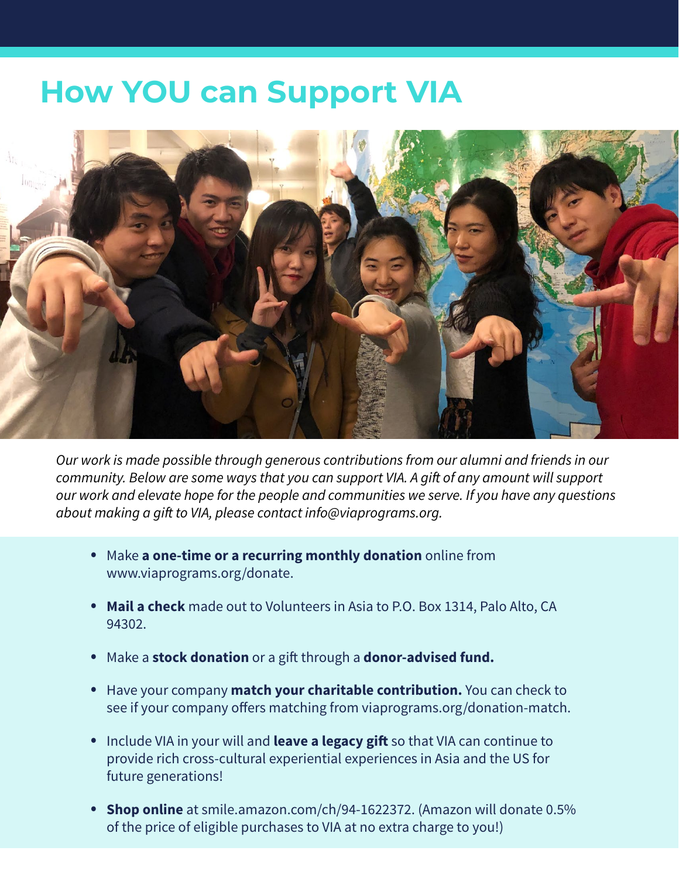# How YOU can Support VIA

*Our work is made possible through generous contributions from our alumni and friends in our community. Below are some ways that you can support VIA. A gift of any amount will support our work and elevate hope for the people and communities we serve. If you have any questions about making a gift to VIA, please contact info@viaprograms.org.*

- Make **a one-time or a recurring monthly donation** online from www.viaprograms.org/donate.
- **Mail a check** made out to Volunteers in Asia to P.O. Box 1314, Palo Alto, CA 94302.
- Make a **stock donation** or a gift through a **donor-advised fund.**
- Have your company **match your charitable contribution.** You can check to see if your company offers matching from viaprograms.org/donation-match.
- Include VIA in your will and **leave a legacy gift** so that VIA can continue to provide rich cross-cultural experiential experiences in Asia and the US for future generations!
- **Shop online** at smile.amazon.com/ch/94-1622372. (Amazon will donate 0.5% of the price of eligible purchases to VIA at no extra charge to you!)